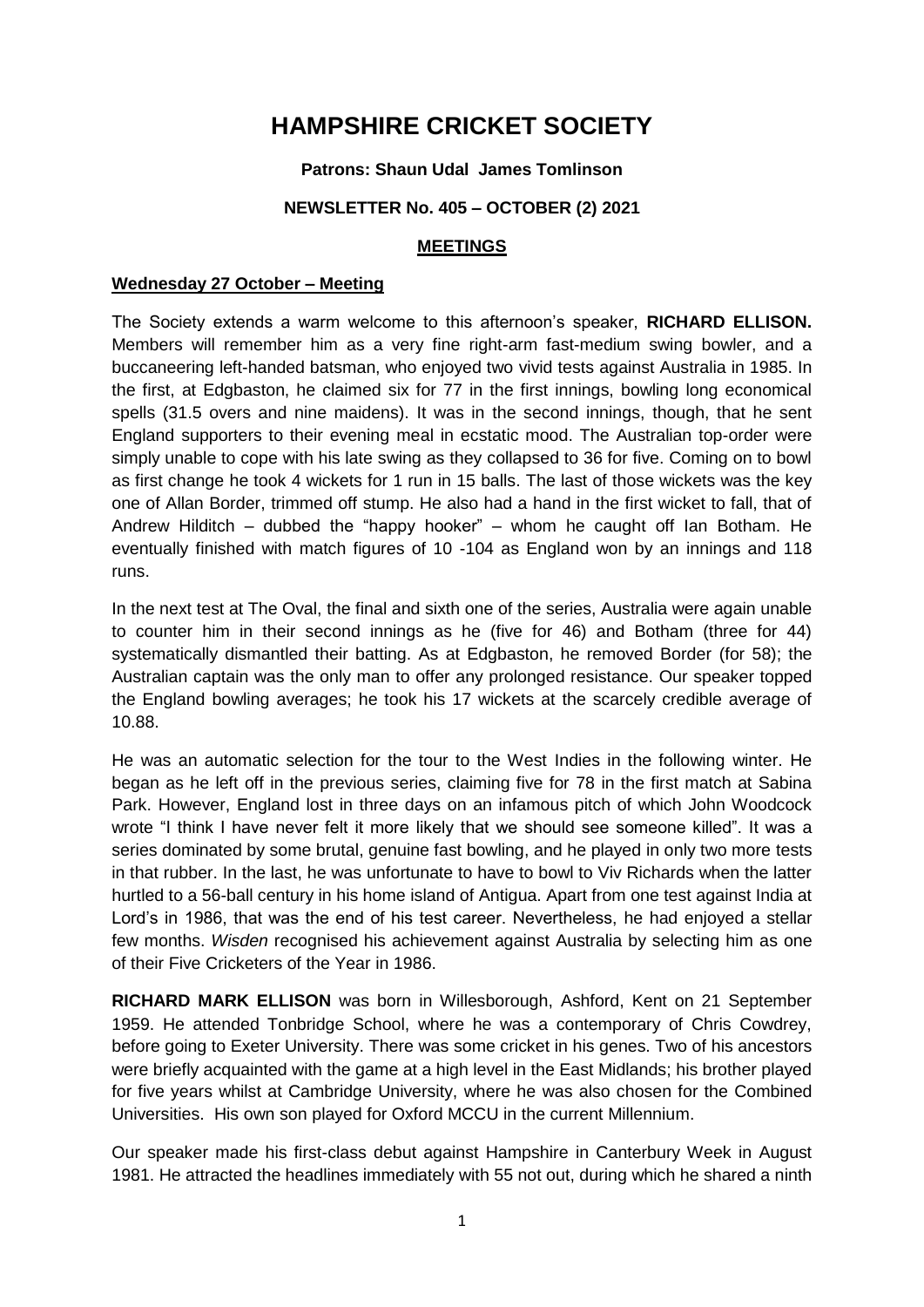# HAMPSHIRE CRICKET SOCIETY

**Patrons: Shaun Udal James Tomlinson**

**NEWSLETTER No. 405 – OCTOBER (2) 2021**

## MEETINGS

### Wednesday 27 October – Meeting

The Society extends a warm welcome to this afternoon's speaker, **RICHARD ELLISON.** Members will remember him as a very fine right-arm fast-medium swing bowler, and a buccaneering left-handed batsman, who enjoyed two vivid tests against Australia in 1985. In the first, at Edgbaston, he claimed six for 77 in the first innings, bowling long economical spells (31.5 overs and nine maidens). It was in the second innings, though, that he sent England supporters to their evening meal in ecstatic mood. The Australian top-order were simply unable to cope with his late swing as they collapsed to 36 for five. Coming on to bowl as first change he took 4 wickets for 1 run in 15 balls. The last of those wickets was the key one of Allan Border, trimmed off stump. He also had a hand in the first wicket to fall, that of Andrew Hilditch – dubbed the "happy hooker" – whom he caught off Ian Botham. He eventually finished with match figures of 10 -104 as England won by an innings and 118 runs.

In the next test at The Oval, the final and sixth one of the series, Australia were again unable to counter him in their second innings as he (five for 46) and Botham (three for 44) systematically dismantled their batting. As at Edgbaston, he removed Border (for 58); the Australian captain was the only man to offer any prolonged resistance. Our speaker topped the England bowling averages; he took his 17 wickets at the scarcely credible average of 10.88.

He was an automatic selection for the tour to the West Indies in the following winter. He began as he left off in the previous series, claiming five for 78 in the first match at Sabina Park. However, England lost in three days on an infamous pitch of which John Woodcock wrote "I think I have never felt it more likely that we should see someone killed". It was a series dominated by some brutal, genuine fast bowling, and he played in only two more tests in that rubber. In the last, he was unfortunate to have to bowl to Viv Richards when the latter hurtled to a 56-ball century in his home island of Antigua. Apart from one test against India at Lord's in 1986, that was the end of his test career. Nevertheless, he had enjoyed a stellar few months. *Wisden* recognised his achievement against Australia by selecting him as one of their Five Cricketers of the Year in 1986.

**RICHARD MARK ELLISON** was born in Willesborough, Ashford, Kent on 21 September 1959. He attended Tonbridge School, where he was a contemporary of Chris Cowdrey, before going to Exeter University. There was some cricket in his genes. Two of his ancestors were briefly acquainted with the game at a high level in the East Midlands; his brother played for five years whilst at Cambridge University, where he was also chosen for the Combined Universities. His own son played for Oxford MCCU in the current Millennium.

Our speaker made his first-class debut against Hampshire in Canterbury Week in August 1981. He attracted the headlines immediately with 55 not out, during which he shared a ninth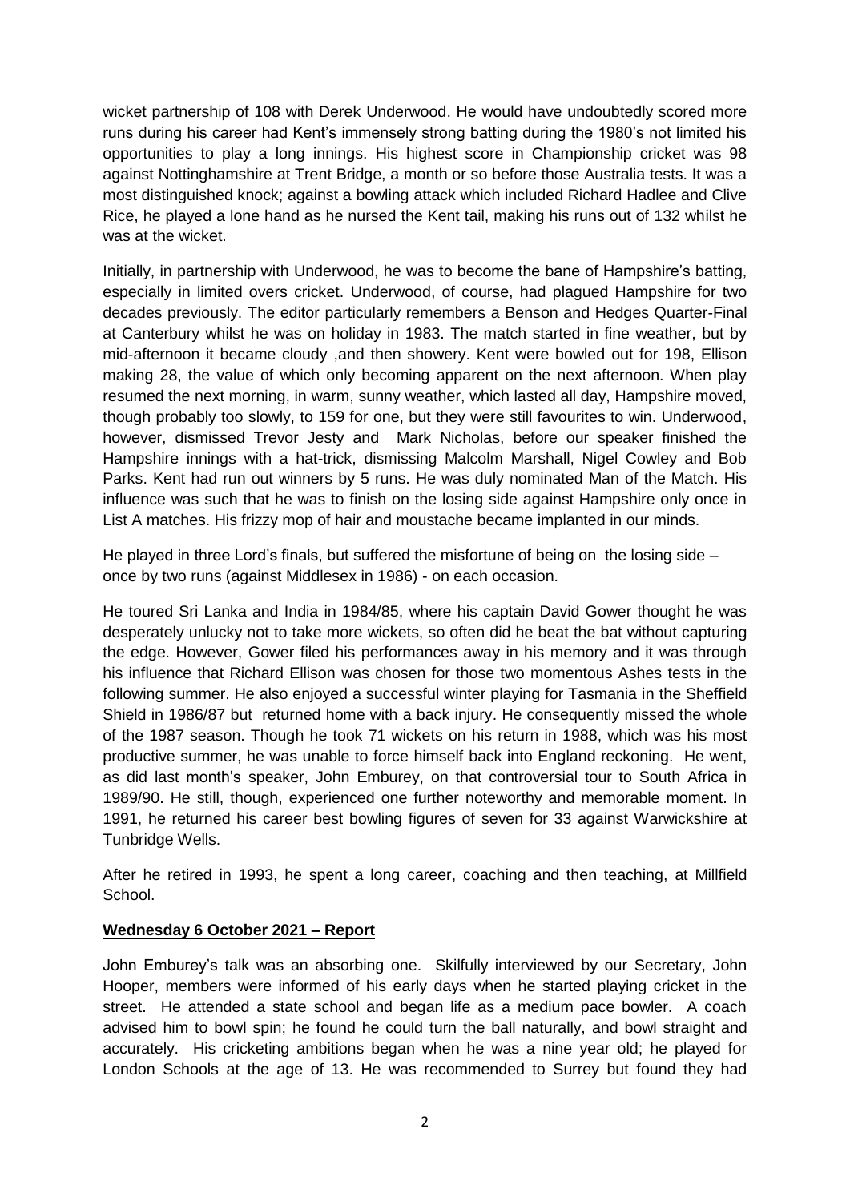wicket partnership of 108 with Derek Underwood. He would have undoubtedly scored more runs during his career had Kent's immensely strong batting during the 1980's not limited his opportunities to play a long innings. His highest score in Championship cricket was 98 against Nottinghamshire at Trent Bridge, a month or so before those Australia tests. It was a most distinguished knock; against a bowling attack which included Richard Hadlee and Clive Rice, he played a lone hand as he nursed the Kent tail, making his runs out of 132 whilst he was at the wicket.

Initially, in partnership with Underwood, he was to become the bane of Hampshire's batting, especially in limited overs cricket. Underwood, of course, had plagued Hampshire for two decades previously. The editor particularly remembers a Benson and Hedges Quarter-Final at Canterbury whilst he was on holiday in 1983. The match started in fine weather, but by mid-afternoon it became cloudy ,and then showery. Kent were bowled out for 198, Ellison making 28, the value of which only becoming apparent on the next afternoon. When play resumed the next morning, in warm, sunny weather, which lasted all day, Hampshire moved, though probably too slowly, to 159 for one, but they were still favourites to win. Underwood, however, dismissed Trevor Jesty and Mark Nicholas, before our speaker finished the Hampshire innings with a hat-trick, dismissing Malcolm Marshall, Nigel Cowley and Bob Parks. Kent had run out winners by 5 runs. He was duly nominated Man of the Match. His influence was such that he was to finish on the losing side against Hampshire only once in List A matches. His frizzy mop of hair and moustache became implanted in our minds.

He played in three Lord's finals, but suffered the misfortune of being on the losing side – once by two runs (against Middlesex in 1986) - on each occasion.

He toured Sri Lanka and India in 1984/85, where his captain David Gower thought he was desperately unlucky not to take more wickets, so often did he beat the bat without capturing the edge. However, Gower filed his performances away in his memory and it was through his influence that Richard Ellison was chosen for those two momentous Ashes tests in the following summer. He also enjoyed a successful winter playing for Tasmania in the Sheffield Shield in 1986/87 but returned home with a back injury. He consequently missed the whole of the 1987 season. Though he took 71 wickets on his return in 1988, which was his most productive summer, he was unable to force himself back into England reckoning. He went, as did last month's speaker, John Emburey, on that controversial tour to South Africa in 1989/90. He still, though, experienced one further noteworthy and memorable moment. In 1991, he returned his career best bowling figures of seven for 33 against Warwickshire at Tunbridge Wells.

After he retired in 1993, he spent a long career, coaching and then teaching, at Millfield School.

**<u>Wednesday 6 October 2021 – Report</u>**

John Emburey's talk was an absorbing one. Skilfully interviewed by our Secretary, John Hooper, members were informed of his early days when he started playing cricket in the street. He attended a state school and began life as a medium pace bowler. A coach advised him to bowl spin; he found he could turn the ball naturally, and bowl straight and accurately. His cricketing ambitions began when he was a nine year old; he played for London Schools at the age of 13. He was recommended to Surrey but found they had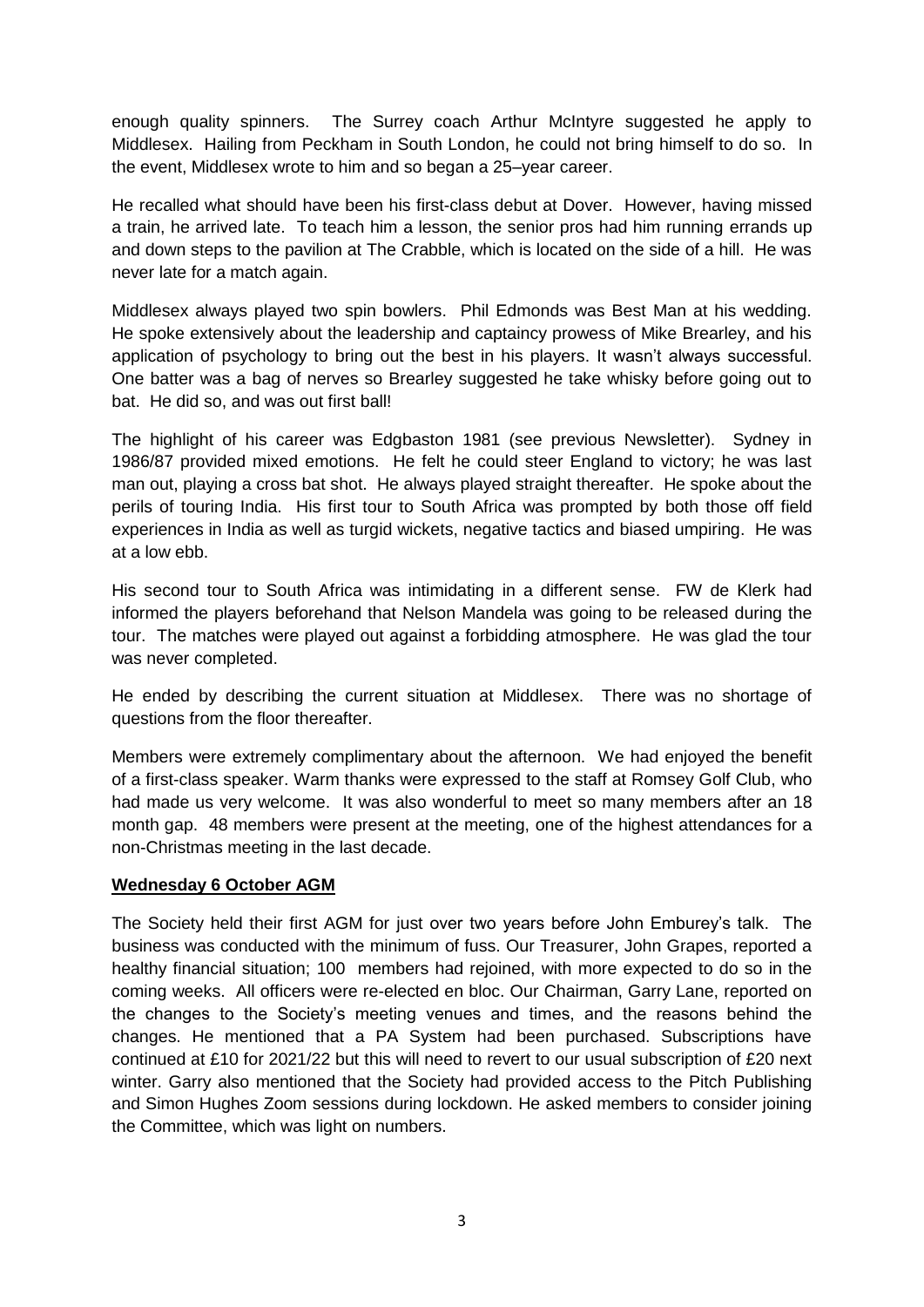enough quality spinners. The Surrey coach Arthur McIntyre suggested he apply to Middlesex. Hailing from Peckham in South London, he could not bring himself to do so. In the event, Middlesex wrote to him and so began a 25–year career.

He recalled what should have been his first-class debut at Dover. However, having missed a train, he arrived late. To teach him a lesson, the senior pros had him running errands up and down steps to the pavilion at The Crabble, which is located on the side of a hill. He was never late for a match again.

Middlesex always played two spin bowlers. Phil Edmonds was Best Man at his wedding. He spoke extensively about the leadership and captaincy prowess of Mike Brearley, and his application of psychology to bring out the best in his players. It wasn't always successful. One batter was a bag of nerves so Brearley suggested he take whisky before going out to bat. He did so, and was out first ball!

The highlight of his career was Edgbaston 1981 (see previous Newsletter). Sydney in 1986/87 provided mixed emotions. He felt he could steer England to victory; he was last man out, playing a cross bat shot. He always played straight thereafter. He spoke about the perils of touring India. His first tour to South Africa was prompted by both those off field experiences in India as well as turgid wickets, negative tactics and biased umpiring. He was at a low ebb.

His second tour to South Africa was intimidating in a different sense. FW de Klerk had informed the players beforehand that Nelson Mandela was going to be released during the tour. The matches were played out against a forbidding atmosphere. He was glad the tour was never completed.

He ended by describing the current situation at Middlesex. There was no shortage of questions from the floor thereafter.

Members were extremely complimentary about the afternoon. We had enjoyed the benefit of a first-class speaker. Warm thanks were expressed to the staff at Romsey Golf Club, who had made us very welcome. It was also wonderful to meet so many members after an 18 month gap. 48 members were present at the meeting, one of the highest attendances for a non-Christmas meeting in the last decade.

**Wednesday 6 October AGM**

The Society held their first AGM for just over two years before John Emburey's talk. The business was conducted with the minimum of fuss. Our Treasurer, John Grapes, reported a healthy financial situation; 100 members had rejoined, with more expected to do so in the coming weeks. All officers were re-elected en bloc. Our Chairman, Garry Lane, reported on the changes to the Society's meeting venues and times, and the reasons behind the changes. He mentioned that a PA System had been purchased. Subscriptions have continued at £10 for 2021/22 but this will need to revert to our usual subscription of £20 next winter. Garry also mentioned that the Society had provided access to the Pitch Publishing and Simon Hughes Zoom sessions during lockdown. He asked members to consider joining the Committee, which was light on numbers.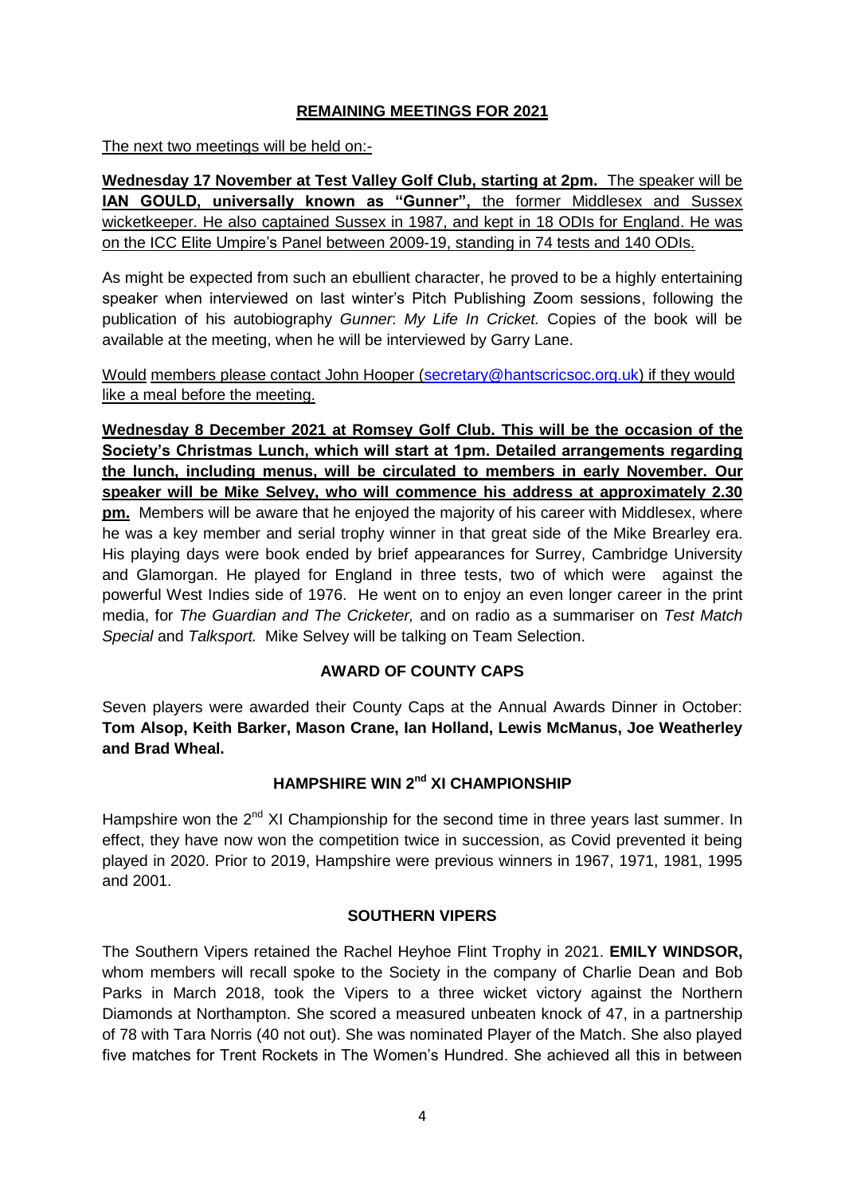## REMAINING MEETINGS FOR 2021

The next two meetings will be held on:-

**Wednesday 17 November at Test Valley Golf Club, starting at 2pm.** The speaker will be **IAN GOULD, universally known as "Gunner",** the former Middlesex and Sussex wicketkeeper. He also captained Sussex in 1987, and kept in 18 ODIs for England. He was on the ICC Elite Umpire's Panel between 2009-19, standing in 74 tests and 140 ODIs.

As might be expected from such an ebullient character, he proved to be a highly entertaining speaker when interviewed on last winter's Pitch Publishing Zoom sessions, following the publication of his autobiography *Gunner*: *My Life In Cricket.* Copies of the book will be available at the meeting, when he will be interviewed by Garry Lane.

Would members please contact John Hooper (secretary@hantscricsoc.org.uk) if they would like a meal before the meeting.

**Wednesday 8 December 2021 at Romsey Golf Club. This will be the occasion of the Society's Christmas Lunch, which will start at 1pm. Detailed arrangements regarding the lunch, including menus, will be circulated to members in early November. Our speaker will be Mike Selvey, who will commence his address at approximately 2.30 pm.** Members will be aware that he enjoyed the majority of his career with Middlesex, where he was a key member and serial trophy winner in that great side of the Mike Brearley era. His playing days were book ended by brief appearances for Surrey, Cambridge University and Glamorgan. He played for England in three tests, two of which were against the powerful West Indies side of 1976. He went on to enjoy an even longer career in the print media, for *The Guardian and The Cricketer,* and on radio as a summariser on *Test Match Special* and *Talksport.* Mike Selvey will be talking on Team Selection.

## AWARD OF COUNTY CAPS

Seven players were awarded their County Caps at the Annual Awards Dinner in October: **Tom Alsop, Keith Barker, Mason Crane, Ian Holland, Lewis McManus, Joe Weatherley and Brad Wheal.**

## HAMPSHIRE WIN 2nd XI CHAMPIONSHIP

Hampshire won the 2nd XI Championship for the second time in three years last summer. In effect, they have now won the competition twice in succession, as Covid prevented it being played in 2020. Prior to 2019, Hampshire were previous winners in 1967, 1971, 1981, 1995 and 2001.

## SOUTHERN VIPERS

The Southern Vipers retained the Rachel Heyhoe Flint Trophy in 2021. **EMILY WINDSOR,** whom members will recall spoke to the Society in the company of Charlie Dean and Bob Parks in March 2018, took the Vipers to a three wicket victory against the Northern Diamonds at Northampton. She scored a measured unbeaten knock of 47, in a partnership of 78 with Tara Norris (40 not out). She was nominated Player of the Match. She also played five matches for Trent Rockets in The Women's Hundred. She achieved all this in between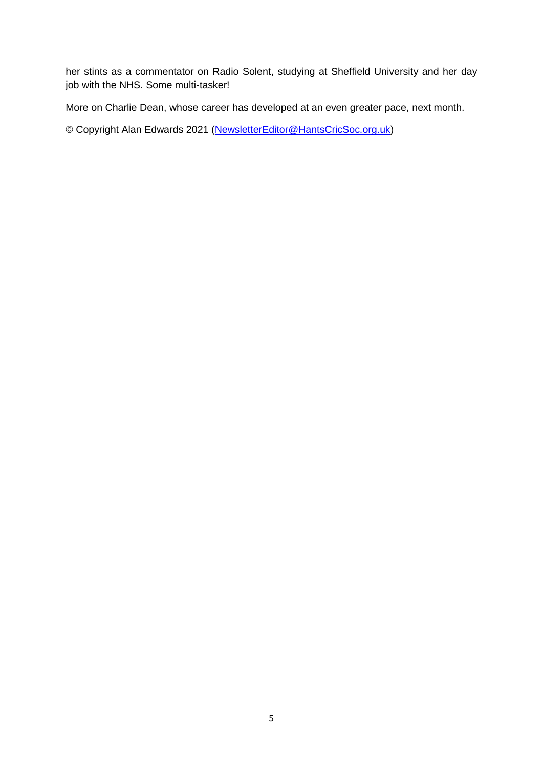her stints as a commentator on Radio Solent, studying at Sheffield University and her day job with the NHS. Some multi-tasker!

More on Charlie Dean, whose career has developed at an even greater pace, next month.

© Copyright Alan Edwards 2021 ([NewsletterEditor@HantsCricSoc.org.uk](mailto:NewsletterEditor@HantsCricSoc.org.uk))